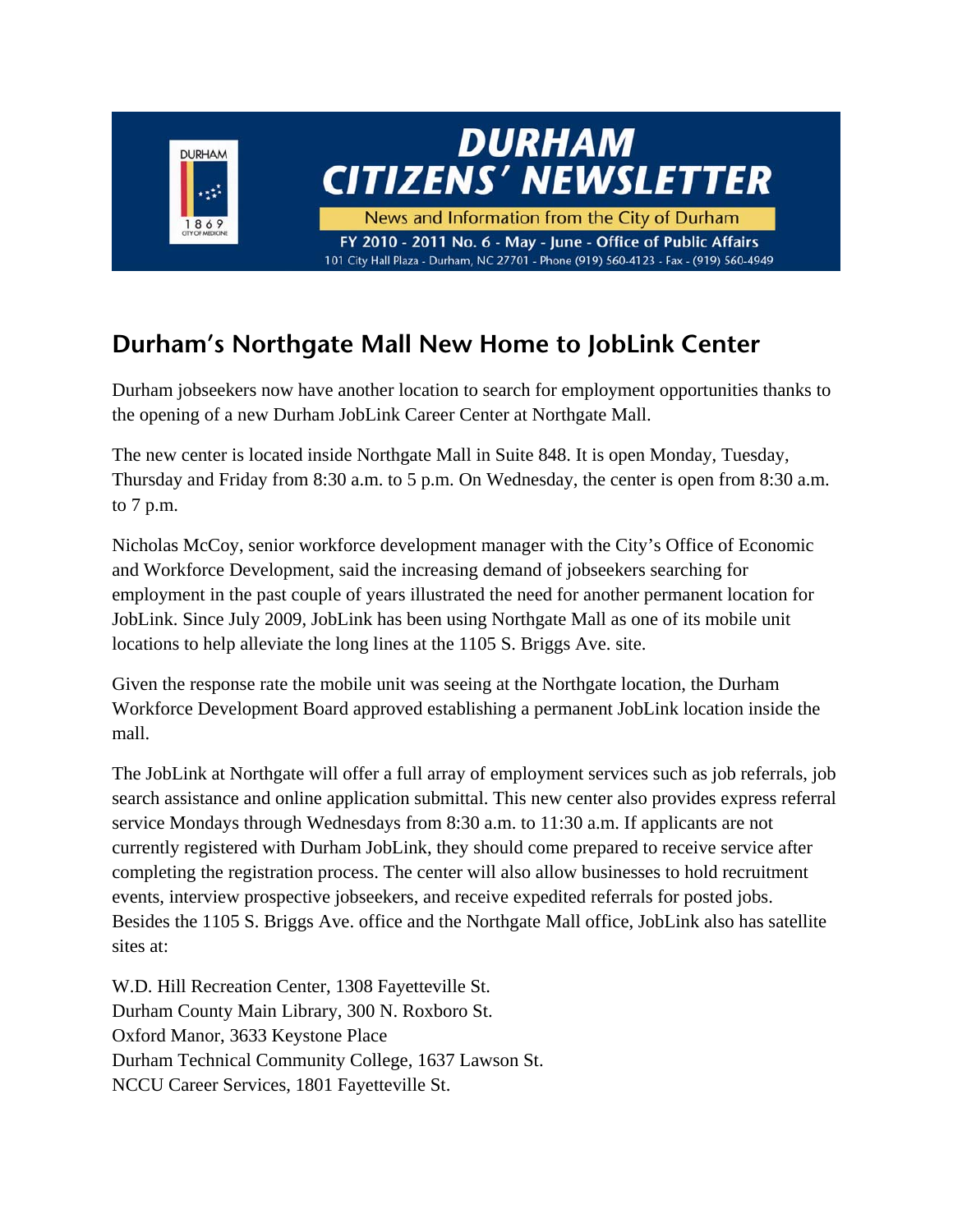# DURHAM CITIZENS' NEWSLETTER

News and Information from the City of Durham

FY 2010 - 2011 No. 6 - May - June - Office of Public Affairs

101 City Hall Plaza - Durham, NC 27701 - Phone (919) 560-4123 - Fax - (919) 560-4949

## Durham's Northgate Mall New Home to JobLink Center

Durham jobseekers now have another location to search for employment opportunities thanks to the opening of a new Durham JobLink Career Center at Northgate Mall.

The new center is located inside Northgate Mall in Suite 848. It is open Monday, Tuesday, Thursday and Friday from 8:30 a.m. to 5 p.m. On Wednesday, the center is open from 8:30 a.m. to 7 p.m.

Nicholas McCoy, senior workforce development manager with the City's Office of Economic and Workforce Development, said the increasing demand of jobseekers searching for employment in the past couple of years illustrated the need for another permanent location for JobLink. Since July 2009, JobLink has been using Northgate Mall as one of its mobile unit locations to help alleviate the long lines at the 1105 S. Briggs Ave. site.

Given the response rate the mobile unit was seeing at the Northgate location, the Durham Workforce Development Board approved establishing a permanent JobLink location inside the mall.

The JobLink at Northgate will offer a full array of employment services such as job referrals, job search assistance and online application submittal. This new center also provides express referral service Mondays through Wednesdays from 8:30 a.m. to 11:30 a.m. If applicants are not currently registered with Durham JobLink, they should come prepared to receive service after completing the registration process. The center will also allow businesses to hold recruitment events, interview prospective jobseekers, and receive expedited referrals for posted jobs. Besides the 1105 S. Briggs Ave. office and the Northgate Mall office, JobLink also has satellite sites at:

W.D. Hill Recreation Center, 1308 Fayetteville St.  
Durham County Main Library, 300 N. Roxboro St.  
Oxford Manor, 3633 Keystone Place  
Durham Technical Community College, 1637 Lawson St.  
NCCU Career Services, 1801 Fayetteville St.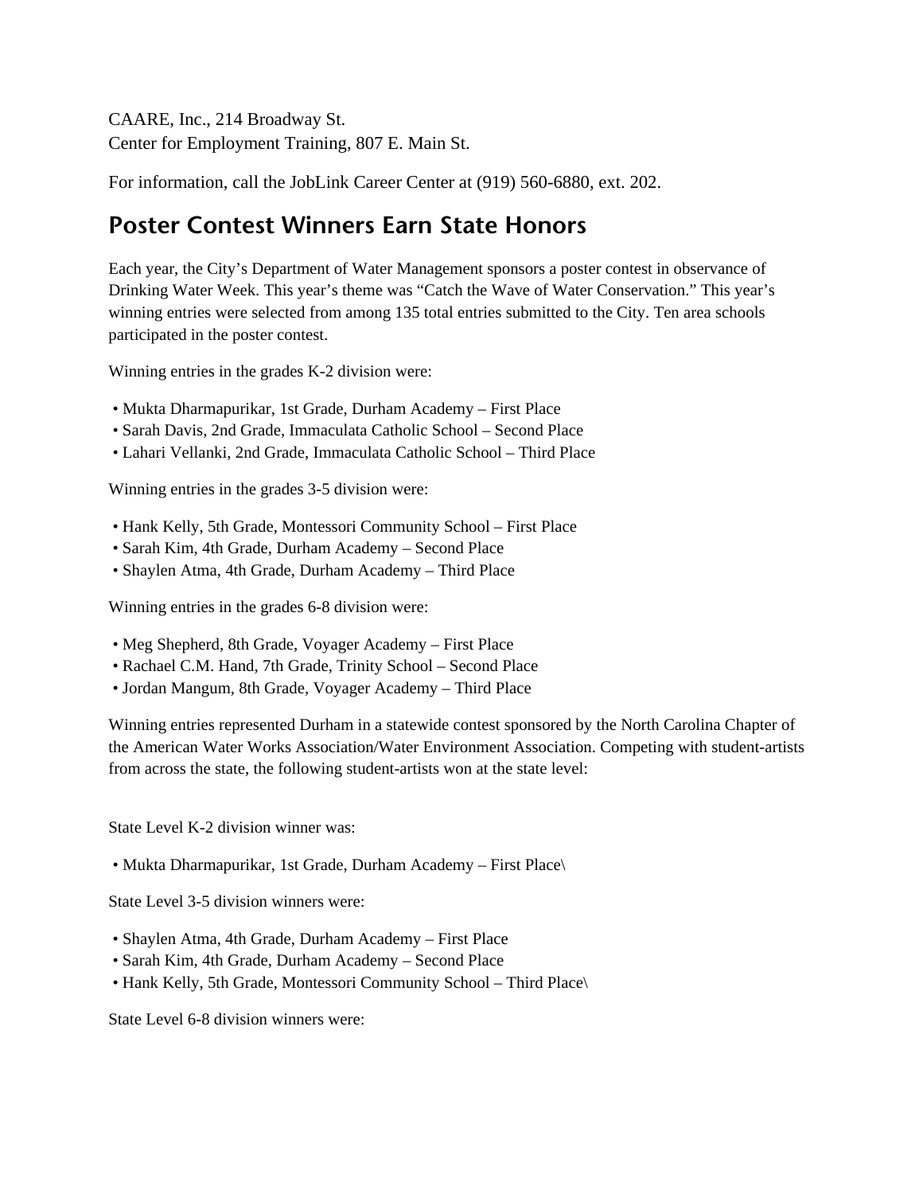CAARE, Inc., 214 Broadway St.
Center for Employment Training, 807 E. Main St.

For information, call the JobLink Career Center at (919) 560-6880, ext. 202.

## Poster Contest Winners Earn State Honors

Each year, the City's Department of Water Management sponsors a poster contest in observance of Drinking Water Week. This year's theme was "Catch the Wave of Water Conservation." This year's winning entries were selected from among 135 total entries submitted to the City. Ten area schools participated in the poster contest.

Winning entries in the grades K-2 division were:

- Mukta Dharmapurikar, 1st Grade, Durham Academy – First Place
- Sarah Davis, 2nd Grade, Immaculata Catholic School – Second Place
- Lahari Vellanki, 2nd Grade, Immaculata Catholic School – Third Place

Winning entries in the grades 3-5 division were:

- Hank Kelly, 5th Grade, Montessori Community School – First Place
- Sarah Kim, 4th Grade, Durham Academy – Second Place
- Shaylen Atma, 4th Grade, Durham Academy – Third Place

Winning entries in the grades 6-8 division were:

- Meg Shepherd, 8th Grade, Voyager Academy – First Place
- Rachael C.M. Hand, 7th Grade, Trinity School – Second Place
- Jordan Mangum, 8th Grade, Voyager Academy – Third Place

Winning entries represented Durham in a statewide contest sponsored by the North Carolina Chapter of the American Water Works Association/Water Environment Association. Competing with student-artists from across the state, the following student-artists won at the state level:

State Level K-2 division winner was:

- Mukta Dharmapurikar, 1st Grade, Durham Academy – First Place\

State Level 3-5 division winners were:

- Shaylen Atma, 4th Grade, Durham Academy – First Place
- Sarah Kim, 4th Grade, Durham Academy – Second Place
- Hank Kelly, 5th Grade, Montessori Community School – Third Place\

State Level 6-8 division winners were: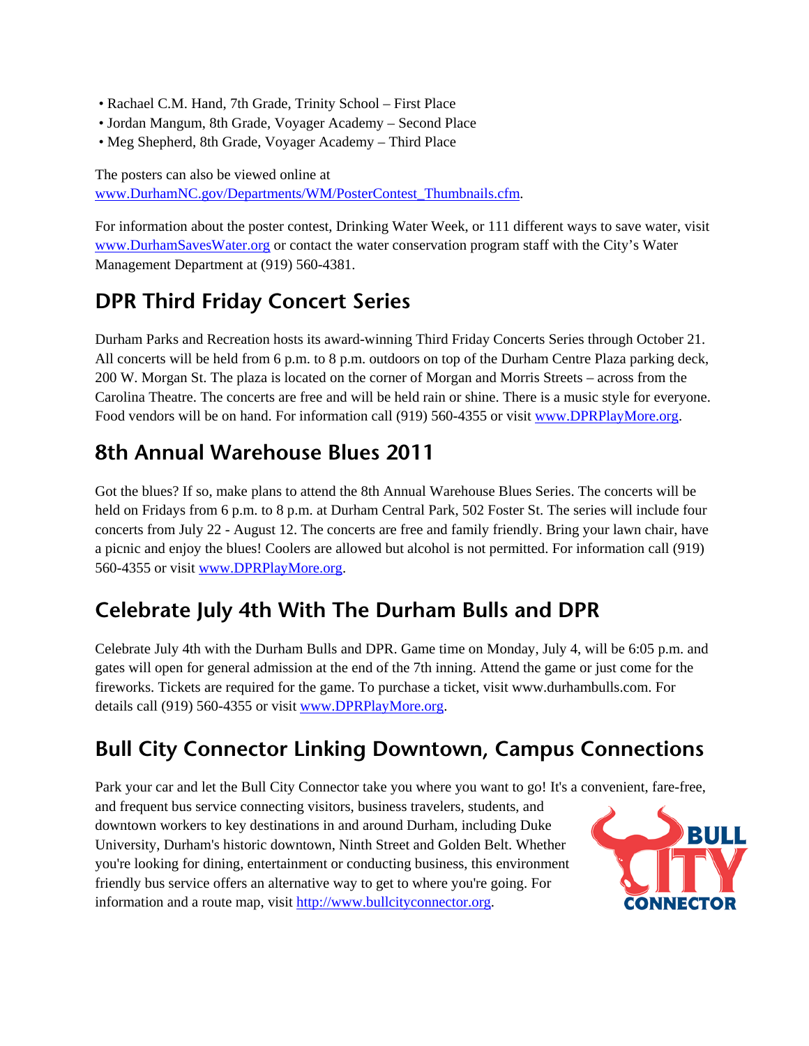- Rachael C.M. Hand, 7th Grade, Trinity School – First Place
- Jordan Mangum, 8th Grade, Voyager Academy – Second Place
- Meg Shepherd, 8th Grade, Voyager Academy – Third Place

The posters can also be viewed online at www.DurhamNC.gov/Departments/WM/PosterContest_Thumbnails.cfm.

For information about the poster contest, Drinking Water Week, or 111 different ways to save water, visit www.DurhamSavesWater.org or contact the water conservation program staff with the City's Water Management Department at (919) 560-4381.

## DPR Third Friday Concert Series

Durham Parks and Recreation hosts its award-winning Third Friday Concerts Series through October 21. All concerts will be held from 6 p.m. to 8 p.m. outdoors on top of the Durham Centre Plaza parking deck, 200 W. Morgan St. The plaza is located on the corner of Morgan and Morris Streets – across from the Carolina Theatre. The concerts are free and will be held rain or shine. There is a music style for everyone. Food vendors will be on hand. For information call (919) 560-4355 or visit www.DPRPlayMore.org.

## 8th Annual Warehouse Blues 2011

Got the blues? If so, make plans to attend the 8th Annual Warehouse Blues Series. The concerts will be held on Fridays from 6 p.m. to 8 p.m. at Durham Central Park, 502 Foster St. The series will include four concerts from July 22 - August 12. The concerts are free and family friendly. Bring your lawn chair, have a picnic and enjoy the blues! Coolers are allowed but alcohol is not permitted. For information call (919) 560-4355 or visit www.DPRPlayMore.org.

## Celebrate July 4th With The Durham Bulls and DPR

Celebrate July 4th with the Durham Bulls and DPR. Game time on Monday, July 4, will be 6:05 p.m. and gates will open for general admission at the end of the 7th inning. Attend the game or just come for the fireworks. Tickets are required for the game. To purchase a ticket, visit www.durhambulls.com. For details call (919) 560-4355 or visit www.DPRPlayMore.org.

## Bull City Connector Linking Downtown, Campus Connections

Park your car and let the Bull City Connector take you where you want to go! It's a convenient, fare-free, and frequent bus service connecting visitors, business travelers, students, and downtown workers to key destinations in and around Durham, including Duke University, Durham's historic downtown, Ninth Street and Golden Belt. Whether you're looking for dining, entertainment or conducting business, this environment friendly bus service offers an alternative way to get to where you're going. For information and a route map, visit http://www.bullcityconnector.org.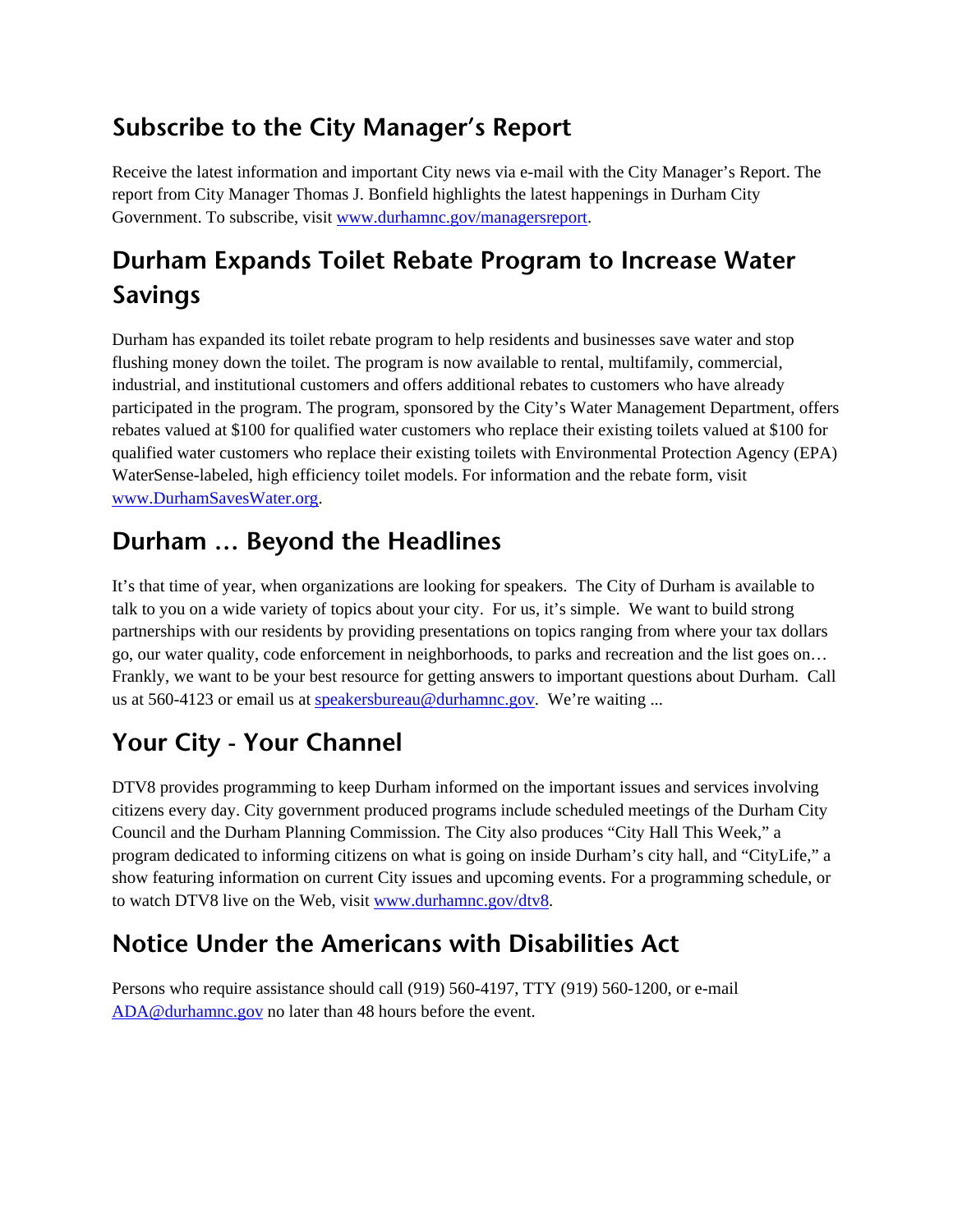## Subscribe to the City Manager's Report

Receive the latest information and important City news via e-mail with the City Manager's Report. The report from City Manager Thomas J. Bonfield highlights the latest happenings in Durham City Government. To subscribe, visit www.durhamnc.gov/managersreport.

## Durham Expands Toilet Rebate Program to Increase Water Savings

Durham has expanded its toilet rebate program to help residents and businesses save water and stop flushing money down the toilet. The program is now available to rental, multifamily, commercial, industrial, and institutional customers and offers additional rebates to customers who have already participated in the program. The program, sponsored by the City's Water Management Department, offers rebates valued at $100 for qualified water customers who replace their existing toilets valued at $100 for qualified water customers who replace their existing toilets with Environmental Protection Agency (EPA) WaterSense-labeled, high efficiency toilet models. For information and the rebate form, visit www.DurhamSavesWater.org.

## Durham … Beyond the Headlines

It's that time of year, when organizations are looking for speakers. The City of Durham is available to talk to you on a wide variety of topics about your city. For us, it's simple. We want to build strong partnerships with our residents by providing presentations on topics ranging from where your tax dollars go, our water quality, code enforcement in neighborhoods, to parks and recreation and the list goes on… Frankly, we want to be your best resource for getting answers to important questions about Durham. Call us at 560-4123 or email us at speakersbureau@durhamnc.gov. We're waiting ...

## Your City - Your Channel

DTV8 provides programming to keep Durham informed on the important issues and services involving citizens every day. City government produced programs include scheduled meetings of the Durham City Council and the Durham Planning Commission. The City also produces "City Hall This Week," a program dedicated to informing citizens on what is going on inside Durham's city hall, and "CityLife," a show featuring information on current City issues and upcoming events. For a programming schedule, or to watch DTV8 live on the Web, visit www.durhamnc.gov/dtv8.

## Notice Under the Americans with Disabilities Act

Persons who require assistance should call (919) 560-4197, TTY (919) 560-1200, or e-mail ADA@durhamnc.gov no later than 48 hours before the event.